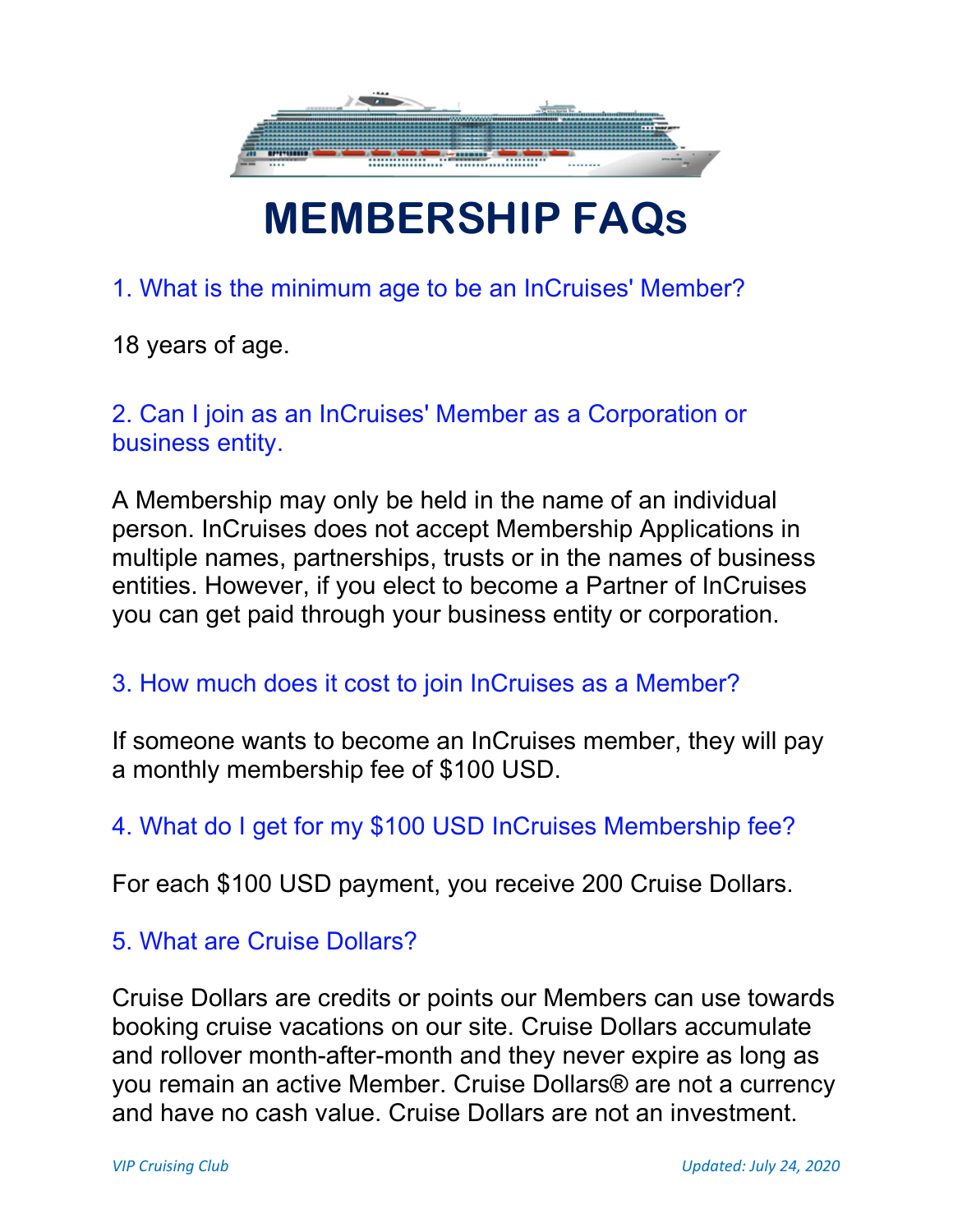# MEMBERSHIP FAQs

### 1. What is the minimum age to be an InCruises' Member?

18 years of age.

### 2. Can I join as an InCruises' Member as a Corporation or business entity.

A Membership may only be held in the name of an individual person. InCruises does not accept Membership Applications in multiple names, partnerships, trusts or in the names of business entities. However, if you elect to become a Partner of InCruises you can get paid through your business entity or corporation.

### 3. How much does it cost to join InCruises as a Member?

If someone wants to become an InCruises member, they will pay a monthly membership fee of $100 USD.

### 4. What do I get for my $100 USD InCruises Membership fee?

For each $100 USD payment, you receive 200 Cruise Dollars.

### 5. What are Cruise Dollars?

Cruise Dollars are credits or points our Members can use towards booking cruise vacations on our site. Cruise Dollars accumulate and rollover month-after-month and they never expire as long as you remain an active Member. Cruise Dollars® are not a currency and have no cash value. Cruise Dollars are not an investment.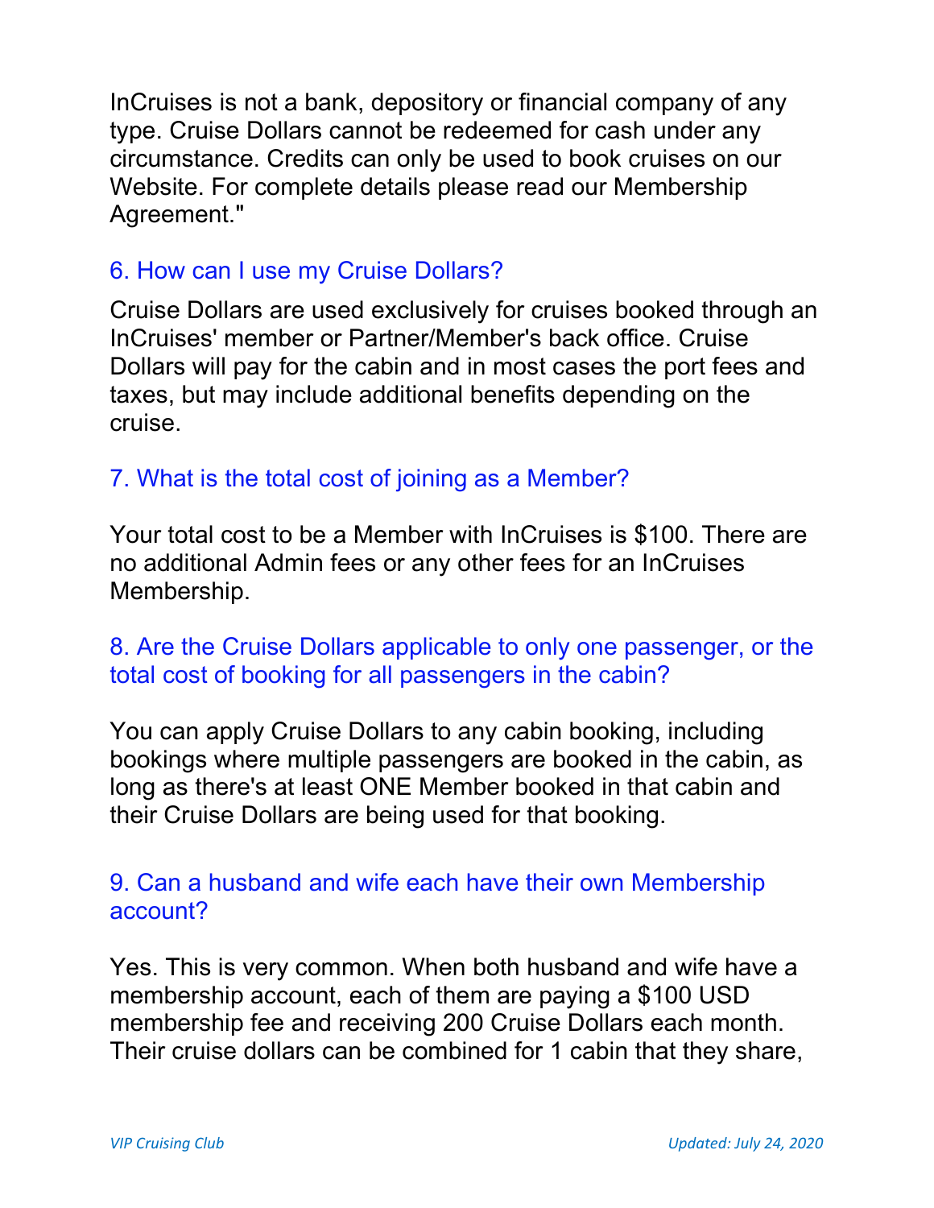InCruises is not a bank, depository or financial company of any type. Cruise Dollars cannot be redeemed for cash under any circumstance. Credits can only be used to book cruises on our Website. For complete details please read our Membership Agreement."

### 6. How can I use my Cruise Dollars?

Cruise Dollars are used exclusively for cruises booked through an InCruises' member or Partner/Member's back office. Cruise Dollars will pay for the cabin and in most cases the port fees and taxes, but may include additional benefits depending on the cruise.

### 7. What is the total cost of joining as a Member?

Your total cost to be a Member with InCruises is $100. There are no additional Admin fees or any other fees for an InCruises Membership.

### 8. Are the Cruise Dollars applicable to only one passenger, or the total cost of booking for all passengers in the cabin?

You can apply Cruise Dollars to any cabin booking, including bookings where multiple passengers are booked in the cabin, as long as there's at least ONE Member booked in that cabin and their Cruise Dollars are being used for that booking.

### 9. Can a husband and wife each have their own Membership account?

Yes. This is very common. When both husband and wife have a membership account, each of them are paying a $100 USD membership fee and receiving 200 Cruise Dollars each month. Their cruise dollars can be combined for 1 cabin that they share,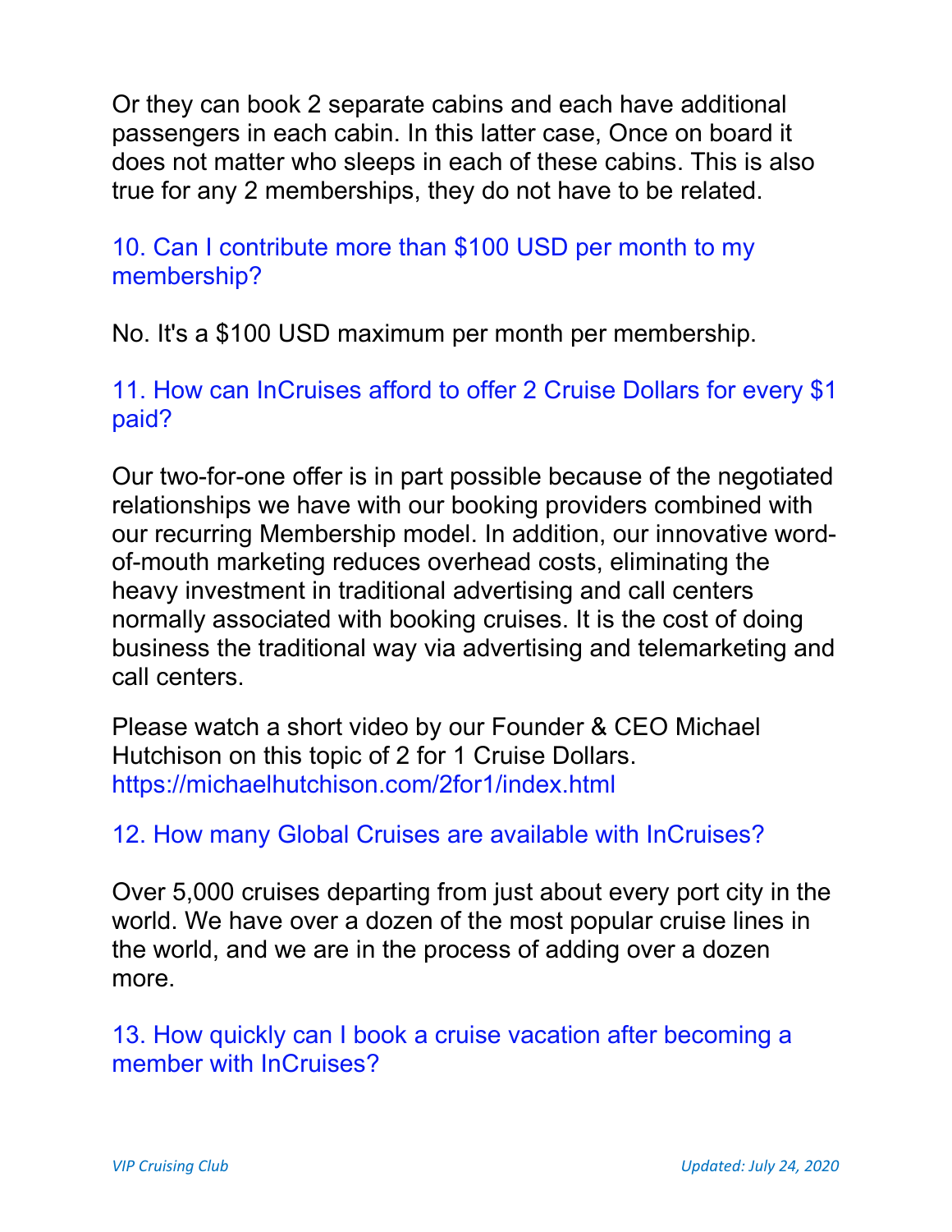Or they can book 2 separate cabins and each have additional passengers in each cabin. In this latter case, Once on board it does not matter who sleeps in each of these cabins. This is also true for any 2 memberships, they do not have to be related.

### 10. Can I contribute more than $100 USD per month to my membership?

No. It's a $100 USD maximum per month per membership.

### 11. How can InCruises afford to offer 2 Cruise Dollars for every $1 paid?

Our two-for-one offer is in part possible because of the negotiated relationships we have with our booking providers combined with our recurring Membership model. In addition, our innovative word-of-mouth marketing reduces overhead costs, eliminating the heavy investment in traditional advertising and call centers normally associated with booking cruises. It is the cost of doing business the traditional way via advertising and telemarketing and call centers.

Please watch a short video by our Founder & CEO Michael Hutchison on this topic of 2 for 1 Cruise Dollars. https://michaelhutchison.com/2for1/index.html

### 12. How many Global Cruises are available with InCruises?

Over 5,000 cruises departing from just about every port city in the world. We have over a dozen of the most popular cruise lines in the world, and we are in the process of adding over a dozen more.

### 13. How quickly can I book a cruise vacation after becoming a member with InCruises?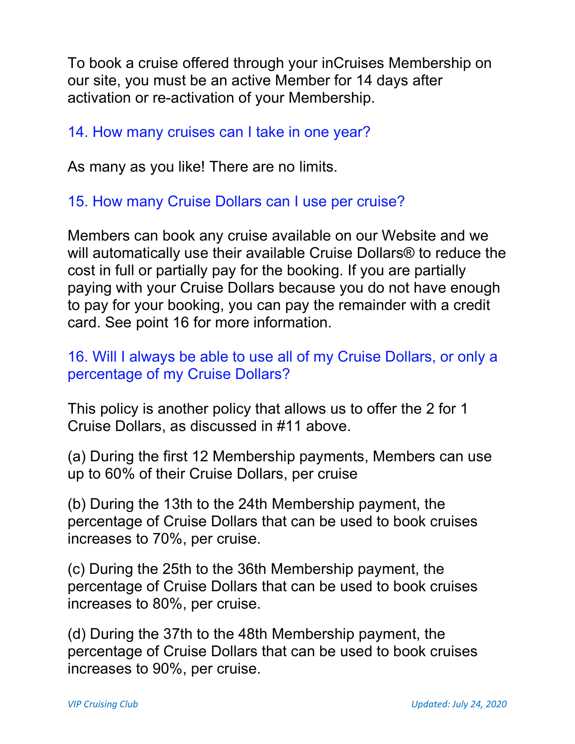To book a cruise offered through your inCruises Membership on our site, you must be an active Member for 14 days after activation or re-activation of your Membership.

## 14. How many cruises can I take in one year?

As many as you like! There are no limits.

## 15. How many Cruise Dollars can I use per cruise?

Members can book any cruise available on our Website and we will automatically use their available Cruise Dollars® to reduce the cost in full or partially pay for the booking. If you are partially paying with your Cruise Dollars because you do not have enough to pay for your booking, you can pay the remainder with a credit card. See point 16 for more information.

## 16. Will I always be able to use all of my Cruise Dollars, or only a percentage of my Cruise Dollars?

This policy is another policy that allows us to offer the 2 for 1 Cruise Dollars, as discussed in #11 above.

(a) During the first 12 Membership payments, Members can use up to 60% of their Cruise Dollars, per cruise

(b) During the 13th to the 24th Membership payment, the percentage of Cruise Dollars that can be used to book cruises increases to 70%, per cruise.

(c) During the 25th to the 36th Membership payment, the percentage of Cruise Dollars that can be used to book cruises increases to 80%, per cruise.

(d) During the 37th to the 48th Membership payment, the percentage of Cruise Dollars that can be used to book cruises increases to 90%, per cruise.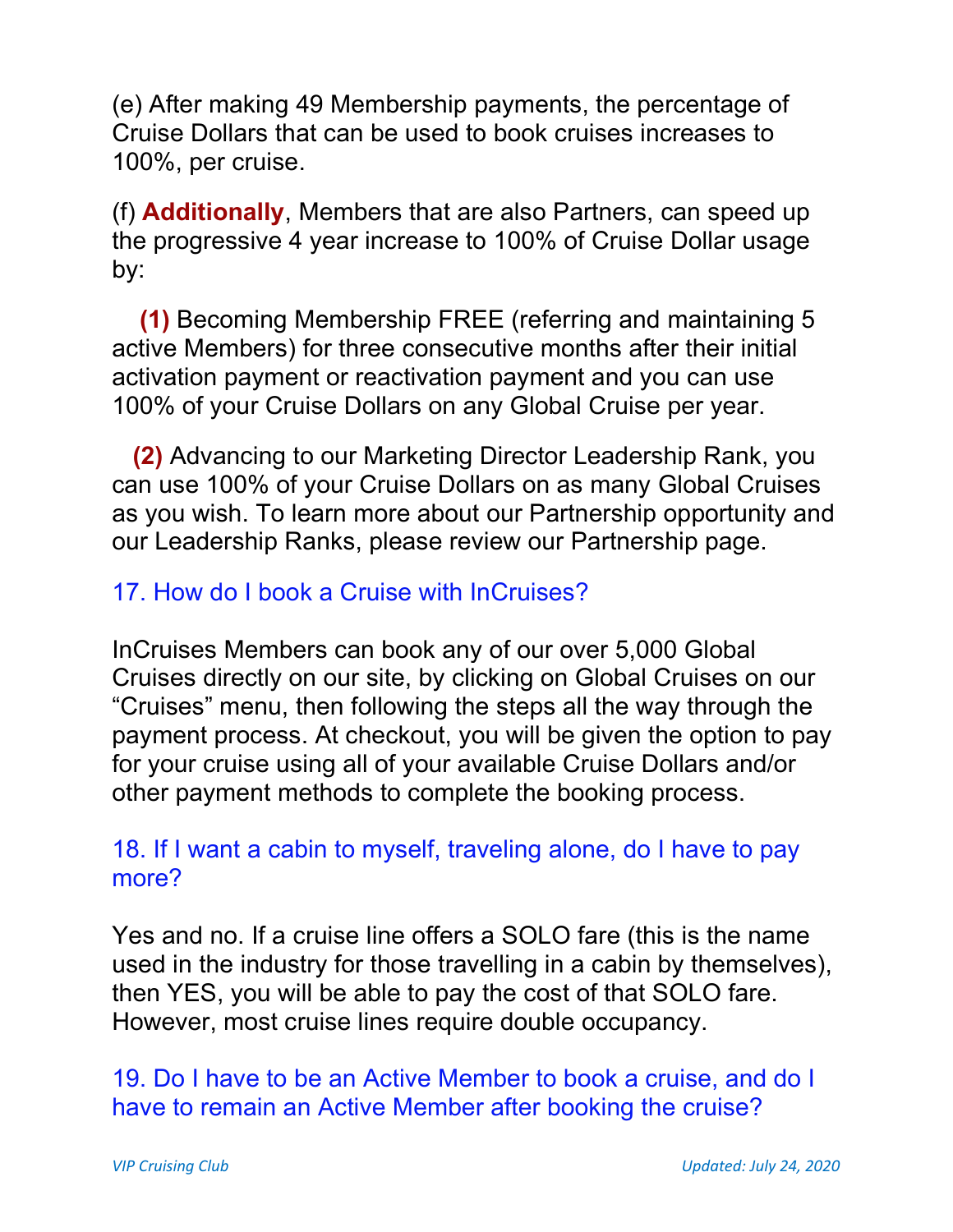(e) After making 49 Membership payments, the percentage of Cruise Dollars that can be used to book cruises increases to 100%, per cruise.

(f) **Additionally**, Members that are also Partners, can speed up the progressive 4 year increase to 100% of Cruise Dollar usage by:

**(1)** Becoming Membership FREE (referring and maintaining 5 active Members) for three consecutive months after their initial activation payment or reactivation payment and you can use 100% of your Cruise Dollars on any Global Cruise per year.

**(2)** Advancing to our Marketing Director Leadership Rank, you can use 100% of your Cruise Dollars on as many Global Cruises as you wish. To learn more about our Partnership opportunity and our Leadership Ranks, please review our Partnership page.

### 17. How do I book a Cruise with InCruises?

InCruises Members can book any of our over 5,000 Global Cruises directly on our site, by clicking on Global Cruises on our "Cruises" menu, then following the steps all the way through the payment process. At checkout, you will be given the option to pay for your cruise using all of your available Cruise Dollars and/or other payment methods to complete the booking process.

### 18. If I want a cabin to myself, traveling alone, do I have to pay more?

Yes and no. If a cruise line offers a SOLO fare (this is the name used in the industry for those travelling in a cabin by themselves), then YES, you will be able to pay the cost of that SOLO fare. However, most cruise lines require double occupancy.

### 19. Do I have to be an Active Member to book a cruise, and do I have to remain an Active Member after booking the cruise?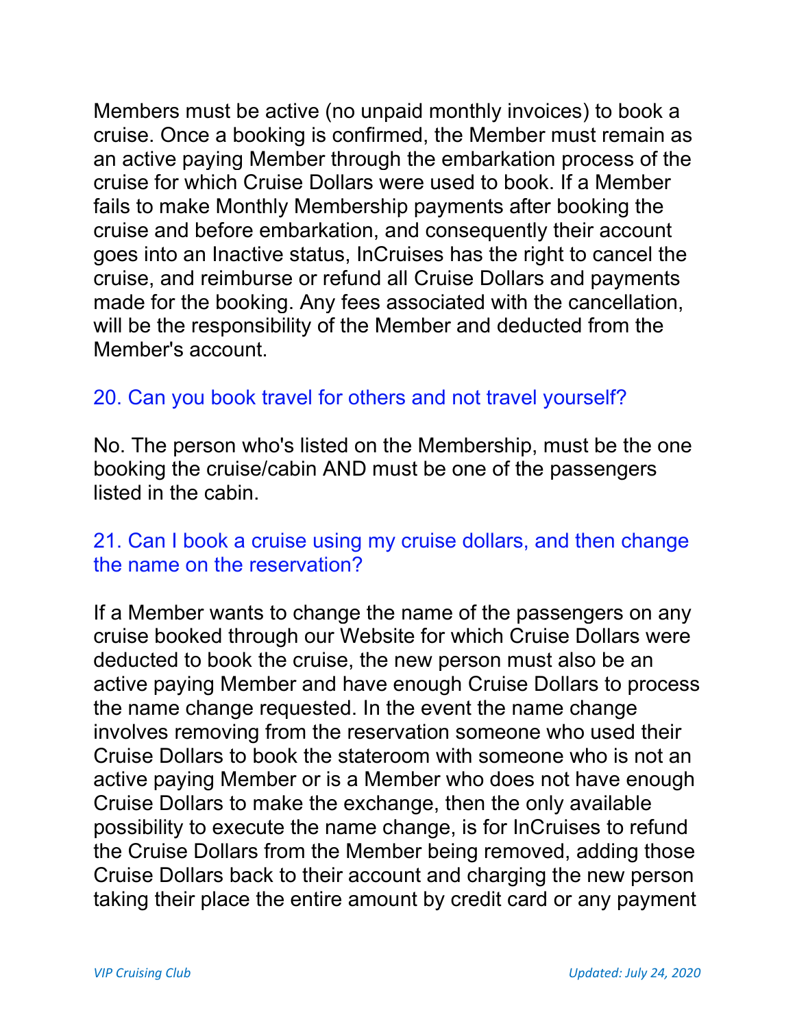Members must be active (no unpaid monthly invoices) to book a cruise. Once a booking is confirmed, the Member must remain as an active paying Member through the embarkation process of the cruise for which Cruise Dollars were used to book. If a Member fails to make Monthly Membership payments after booking the cruise and before embarkation, and consequently their account goes into an Inactive status, InCruises has the right to cancel the cruise, and reimburse or refund all Cruise Dollars and payments made for the booking. Any fees associated with the cancellation, will be the responsibility of the Member and deducted from the Member's account.

## 20. Can you book travel for others and not travel yourself?

No. The person who's listed on the Membership, must be the one booking the cruise/cabin AND must be one of the passengers listed in the cabin.

## 21. Can I book a cruise using my cruise dollars, and then change the name on the reservation?

If a Member wants to change the name of the passengers on any cruise booked through our Website for which Cruise Dollars were deducted to book the cruise, the new person must also be an active paying Member and have enough Cruise Dollars to process the name change requested. In the event the name change involves removing from the reservation someone who used their Cruise Dollars to book the stateroom with someone who is not an active paying Member or is a Member who does not have enough Cruise Dollars to make the exchange, then the only available possibility to execute the name change, is for InCruises to refund the Cruise Dollars from the Member being removed, adding those Cruise Dollars back to their account and charging the new person taking their place the entire amount by credit card or any payment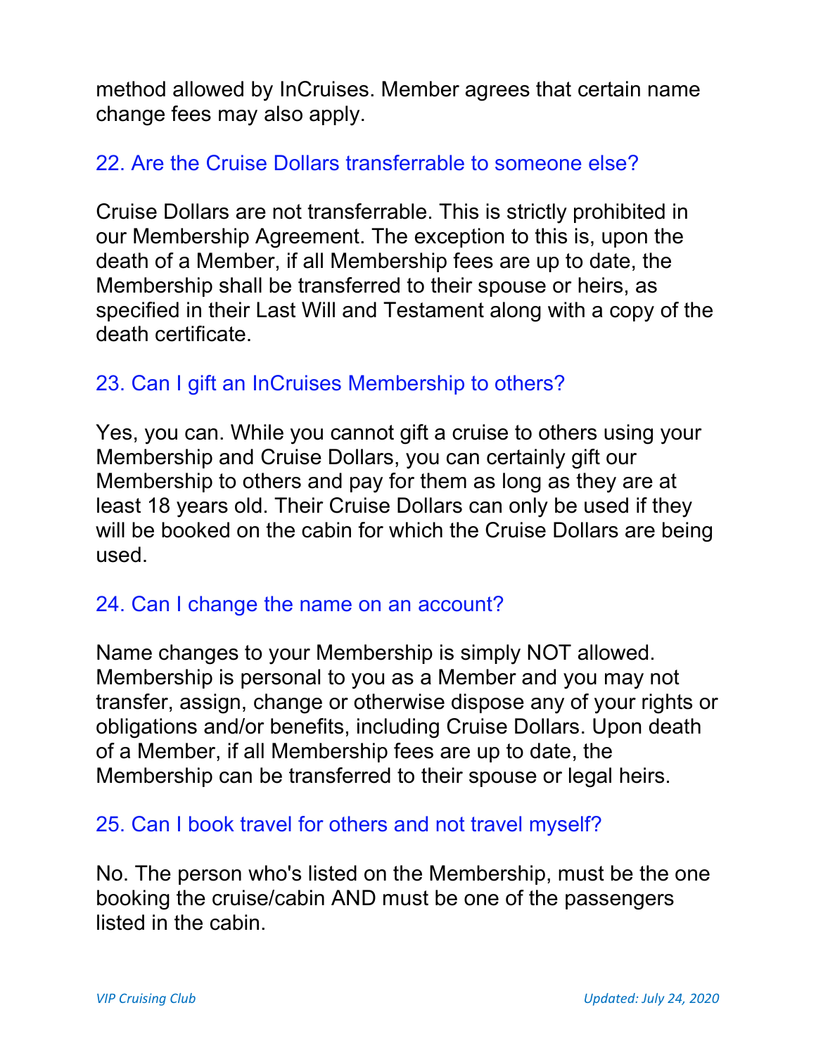method allowed by InCruises. Member agrees that certain name change fees may also apply.

## 22. Are the Cruise Dollars transferrable to someone else?

Cruise Dollars are not transferrable. This is strictly prohibited in our Membership Agreement. The exception to this is, upon the death of a Member, if all Membership fees are up to date, the Membership shall be transferred to their spouse or heirs, as specified in their Last Will and Testament along with a copy of the death certificate.

## 23. Can I gift an InCruises Membership to others?

Yes, you can. While you cannot gift a cruise to others using your Membership and Cruise Dollars, you can certainly gift our Membership to others and pay for them as long as they are at least 18 years old. Their Cruise Dollars can only be used if they will be booked on the cabin for which the Cruise Dollars are being used.

## 24. Can I change the name on an account?

Name changes to your Membership is simply NOT allowed. Membership is personal to you as a Member and you may not transfer, assign, change or otherwise dispose any of your rights or obligations and/or benefits, including Cruise Dollars. Upon death of a Member, if all Membership fees are up to date, the Membership can be transferred to their spouse or legal heirs.

## 25. Can I book travel for others and not travel myself?

No. The person who's listed on the Membership, must be the one booking the cruise/cabin AND must be one of the passengers listed in the cabin.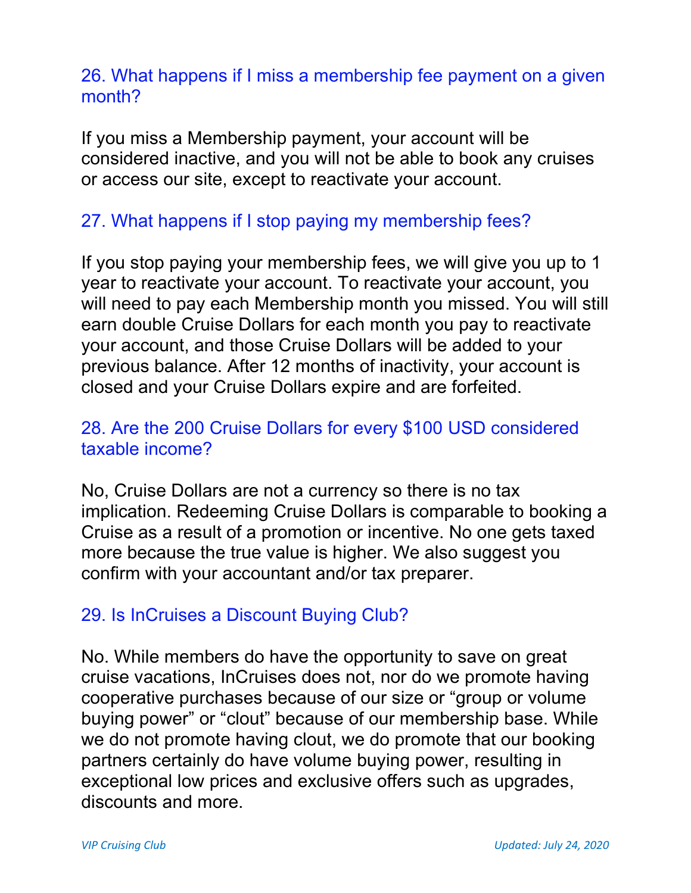### 26. What happens if I miss a membership fee payment on a given month?

If you miss a Membership payment, your account will be considered inactive, and you will not be able to book any cruises or access our site, except to reactivate your account.

### 27. What happens if I stop paying my membership fees?

If you stop paying your membership fees, we will give you up to 1 year to reactivate your account. To reactivate your account, you will need to pay each Membership month you missed. You will still earn double Cruise Dollars for each month you pay to reactivate your account, and those Cruise Dollars will be added to your previous balance. After 12 months of inactivity, your account is closed and your Cruise Dollars expire and are forfeited.

### 28. Are the 200 Cruise Dollars for every $100 USD considered taxable income?

No, Cruise Dollars are not a currency so there is no tax implication. Redeeming Cruise Dollars is comparable to booking a Cruise as a result of a promotion or incentive. No one gets taxed more because the true value is higher. We also suggest you confirm with your accountant and/or tax preparer.

### 29. Is InCruises a Discount Buying Club?

No. While members do have the opportunity to save on great cruise vacations, InCruises does not, nor do we promote having cooperative purchases because of our size or "group or volume buying power" or "clout" because of our membership base. While we do not promote having clout, we do promote that our booking partners certainly do have volume buying power, resulting in exceptional low prices and exclusive offers such as upgrades, discounts and more.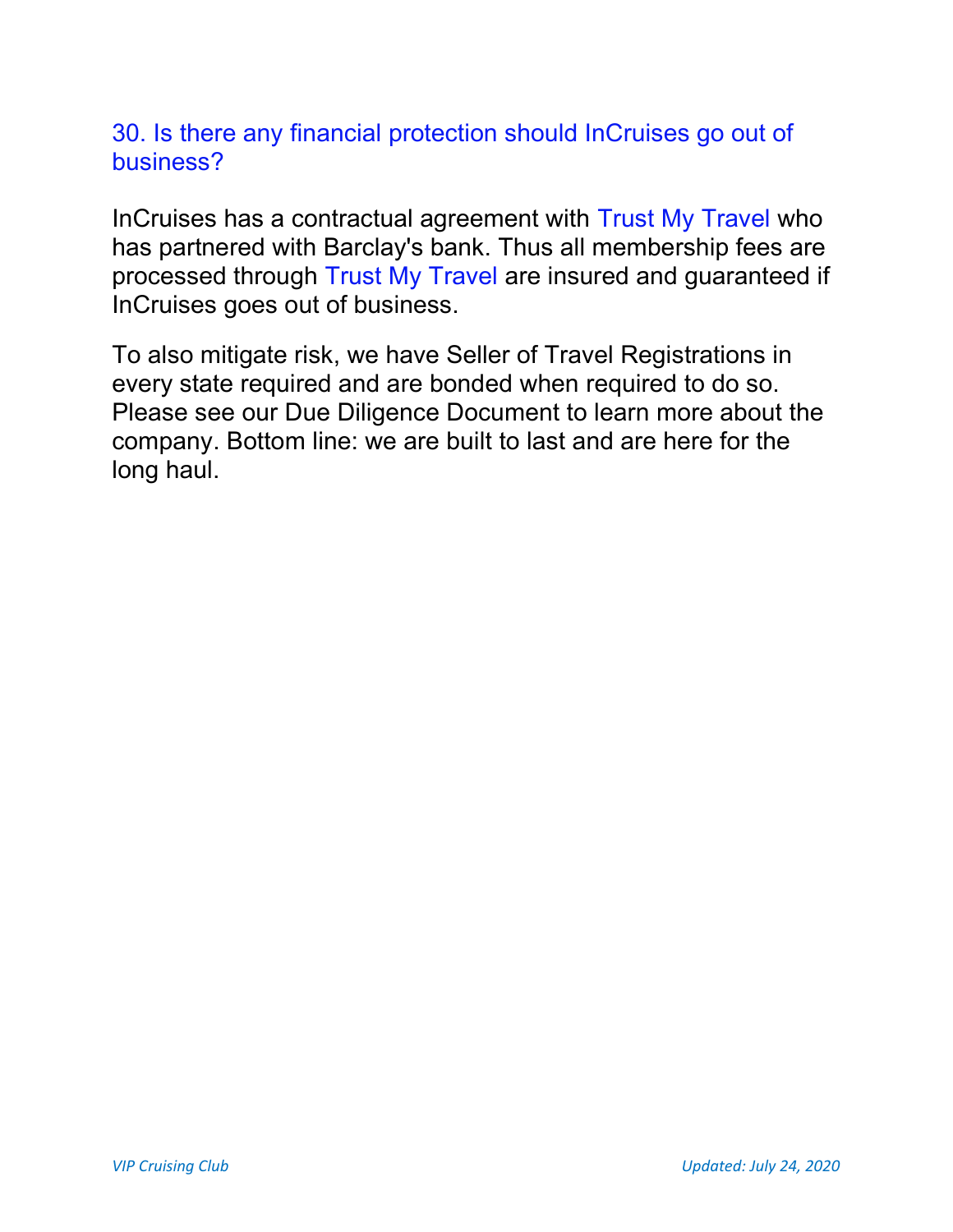### 30. Is there any financial protection should InCruises go out of business?

InCruises has a contractual agreement with Trust My Travel who has partnered with Barclay's bank. Thus all membership fees are processed through Trust My Travel are insured and guaranteed if InCruises goes out of business.

To also mitigate risk, we have Seller of Travel Registrations in every state required and are bonded when required to do so. Please see our Due Diligence Document to learn more about the company. Bottom line: we are built to last and are here for the long haul.